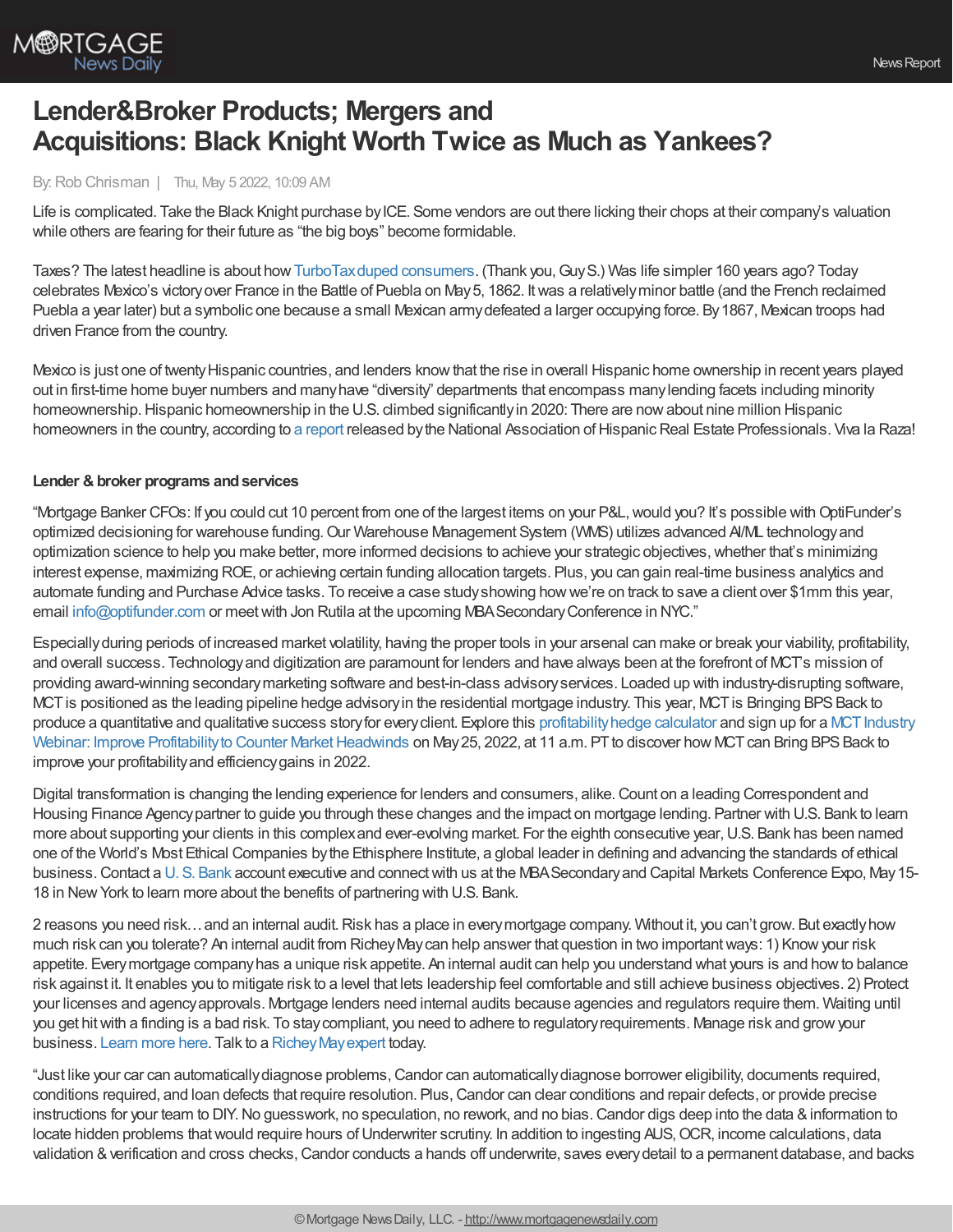# Lender&Broker Products; Mergers and Acquisitions: Black Knight Worth Twice as Much as Yankees?

By: Rob Chrisman | Thu, May 5 2022, 10:09 AM

Life is complicated. Take the Black Knight purchase by ICE. Some vendors are out there licking their chops at their company's valuation while others are fearing for their future as "the big boys" become formidable.

Taxes? The latest headline is about how TurboTax duped consumers. (Thank you, Guy S.) Was life simpler 160 years ago? Today celebrates Mexico's victory over France in the Battle of Puebla on May 5, 1862. It was a relatively minor battle (and the French reclaimed Puebla a year later) but a symbolic one because a small Mexican army defeated a larger occupying force. By 1867, Mexican troops had driven France from the country.

Mexico is just one of twenty Hispanic countries, and lenders know that the rise in overall Hispanic home ownership in recent years played out in first-time home buyer numbers and many have "diversity" departments that encompass many lending facets including minority homeownership. Hispanic homeownership in the U.S. climbed significantly in 2020: There are now about nine million Hispanic homeowners in the country, according to a report released by the National Association of Hispanic Real Estate Professionals. Viva la Raza!

**Lender & broker programs and services**

"Mortgage Banker CFOs: If you could cut 10 percent from one of the largest items on your P&L, would you? It's possible with OptiFunder's optimized decisioning for warehouse funding. Our Warehouse Management System (WMS) utilizes advanced AI/ML technology and optimization science to help you make better, more informed decisions to achieve your strategic objectives, whether that's minimizing interest expense, maximizing ROE, or achieving certain funding allocation targets. Plus, you can gain real-time business analytics and automate funding and Purchase Advice tasks. To receive a case study showing how we're on track to save a client over $1mm this year, email info@optifunder.com or meet with Jon Rutila at the upcoming MBA Secondary Conference in NYC."

Especially during periods of increased market volatility, having the proper tools in your arsenal can make or break your viability, profitability, and overall success. Technology and digitization are paramount for lenders and have always been at the forefront of MCT's mission of providing award-winning secondary marketing software and best-in-class advisory services. Loaded up with industry-disrupting software, MCT is positioned as the leading pipeline hedge advisory in the residential mortgage industry. This year, MCT is Bringing BPS Back to produce a quantitative and qualitative success story for every client. Explore this profitability hedge calculator and sign up for a MCT Industry Webinar: Improve Profitability to Counter Market Headwinds on May 25, 2022, at 11 a.m. PT to discover how MCT can Bring BPS Back to improve your profitability and efficiency gains in 2022.

Digital transformation is changing the lending experience for lenders and consumers, alike. Count on a leading Correspondent and Housing Finance Agency partner to guide you through these changes and the impact on mortgage lending. Partner with U.S. Bank to learn more about supporting your clients in this complex and ever-evolving market. For the eighth consecutive year, U.S. Bank has been named one of the World's Most Ethical Companies by the Ethisphere Institute, a global leader in defining and advancing the standards of ethical business. Contact a U. S. Bank account executive and connect with us at the MBA Secondary and Capital Markets Conference Expo, May 15-18 in New York to learn more about the benefits of partnering with U.S. Bank.

2 reasons you need risk… and an internal audit. Risk has a place in every mortgage company. Without it, you can't grow. But exactly how much risk can you tolerate? An internal audit from Richey May can help answer that question in two important ways: 1) Know your risk appetite. Every mortgage company has a unique risk appetite. An internal audit can help you understand what yours is and how to balance risk against it. It enables you to mitigate risk to a level that lets leadership feel comfortable and still achieve business objectives. 2) Protect your licenses and agency approvals. Mortgage lenders need internal audits because agencies and regulators require them. Waiting until you get hit with a finding is a bad risk. To stay compliant, you need to adhere to regulatory requirements. Manage risk and grow your business. Learn more here. Talk to a Richey May expert today.

"Just like your car can automatically diagnose problems, Candor can automatically diagnose borrower eligibility, documents required, conditions required, and loan defects that require resolution. Plus, Candor can clear conditions and repair defects, or provide precise instructions for your team to DIY. No guesswork, no speculation, no rework, and no bias. Candor digs deep into the data & information to locate hidden problems that would require hours of Underwriter scrutiny. In addition to ingesting AUS, OCR, income calculations, data validation & verification and cross checks, Candor conducts a hands off underwrite, saves every detail to a permanent database, and backs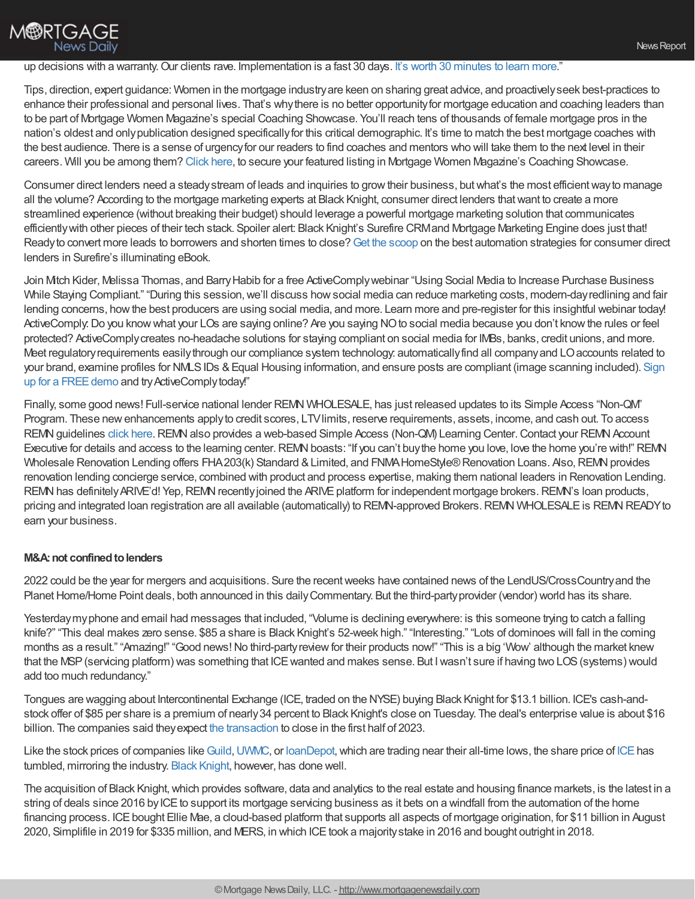up decisions with a warranty. Our clients rave. Implementation is a fast 30 days. It's worth 30 minutes to learn more."

Tips, direction, expert guidance: Women in the mortgage industry are keen on sharing great advice, and proactively seek best-practices to enhance their professional and personal lives. That's why there is no better opportunity for mortgage education and coaching leaders than to be part of Mortgage Women Magazine's special Coaching Showcase. You'll reach tens of thousands of female mortgage pros in the nation's oldest and only publication designed specifically for this critical demographic. It's time to match the best mortgage coaches with the best audience. There is a sense of urgency for our readers to find coaches and mentors who will take them to the next level in their careers. Will you be among them? Click here, to secure your featured listing in Mortgage Women Magazine's Coaching Showcase.

Consumer direct lenders need a steady stream of leads and inquiries to grow their business, but what's the most efficient way to manage all the volume? According to the mortgage marketing experts at Black Knight, consumer direct lenders that want to create a more streamlined experience (without breaking their budget) should leverage a powerful mortgage marketing solution that communicates efficiently with other pieces of their tech stack. Spoiler alert: Black Knight's Surefire CRM and Mortgage Marketing Engine does just that! Ready to convert more leads to borrowers and shorten times to close? Get the scoop on the best automation strategies for consumer direct lenders in Surefire's illuminating eBook.

Join Mitch Kider, Melissa Thomas, and Barry Habib for a free ActiveComply webinar "Using Social Media to Increase Purchase Business While Staying Compliant." "During this session, we'll discuss how social media can reduce marketing costs, modern-day redlining and fair lending concerns, how the best producers are using social media, and more. Learn more and pre-register for this insightful webinar today! ActiveComply: Do you know what your LOs are saying online? Are you saying NO to social media because you don't know the rules or feel protected? ActiveComply creates no-headache solutions for staying compliant on social media for IMBs, banks, credit unions, and more. Meet regulatory requirements easily through our compliance system technology: automatically find all company and LO accounts related to your brand, examine profiles for NMLS IDs & Equal Housing information, and ensure posts are compliant (image scanning included). Sign up for a FREE demo and try ActiveComply today!"

Finally, some good news! Full-service national lender REMN WHOLESALE, has just released updates to its Simple Access "Non-QM" Program. These new enhancements apply to credit scores, LTV limits, reserve requirements, assets, income, and cash out. To access REMN guidelines click here. REMN also provides a web-based Simple Access (Non-QM) Learning Center. Contact your REMN Account Executive for details and access to the learning center. REMN boasts: "If you can't buy the home you love, love the home you're with!" REMN Wholesale Renovation Lending offers FHA 203(k) Standard & Limited, and FNMA HomeStyle® Renovation Loans. Also, REMN provides renovation lending concierge service, combined with product and process expertise, making them national leaders in Renovation Lending. REMN has definitely ARIVE'd! Yep, REMN recently joined the ARIVE platform for independent mortgage brokers. REMN's loan products, pricing and integrated loan registration are all available (automatically) to REMN-approved Brokers. REMN WHOLESALE is REMN READY to earn your business.

**M&A: not confined to lenders**

2022 could be the year for mergers and acquisitions. Sure the recent weeks have contained news of the LendUS/CrossCountry and the Planet Home/Home Point deals, both announced in this daily Commentary. But the third-party provider (vendor) world has its share.

Yesterday my phone and email had messages that included, "Volume is declining everywhere: is this someone trying to catch a falling knife?" "This deal makes zero sense. $85 a share is Black Knight's 52-week high." "Interesting." "Lots of dominoes will fall in the coming months as a result." "Amazing!" "Good news! No third-party review for their products now!" "This is a big 'Wow' although the market knew that the MSP (servicing platform) was something that ICE wanted and makes sense. But I wasn't sure if having two LOS (systems) would add too much redundancy."

Tongues are wagging about Intercontinental Exchange (ICE, traded on the NYSE) buying Black Knight for $13.1 billion. ICE's cash-and-stock offer of $85 per share is a premium of nearly 34 percent to Black Knight's close on Tuesday. The deal's enterprise value is about $16 billion. The companies said they expect the transaction to close in the first half of 2023.

Like the stock prices of companies like Guild, UWMC, or loanDepot, which are trading near their all-time lows, the share price of ICE has tumbled, mirroring the industry. Black Knight, however, has done well.

The acquisition of Black Knight, which provides software, data and analytics to the real estate and housing finance markets, is the latest in a string of deals since 2016 by ICE to support its mortgage servicing business as it bets on a windfall from the automation of the home financing process. ICE bought Ellie Mae, a cloud-based platform that supports all aspects of mortgage origination, for $11 billion in August 2020, Simplifile in 2019 for $335 million, and MERS, in which ICE took a majority stake in 2016 and bought outright in 2018.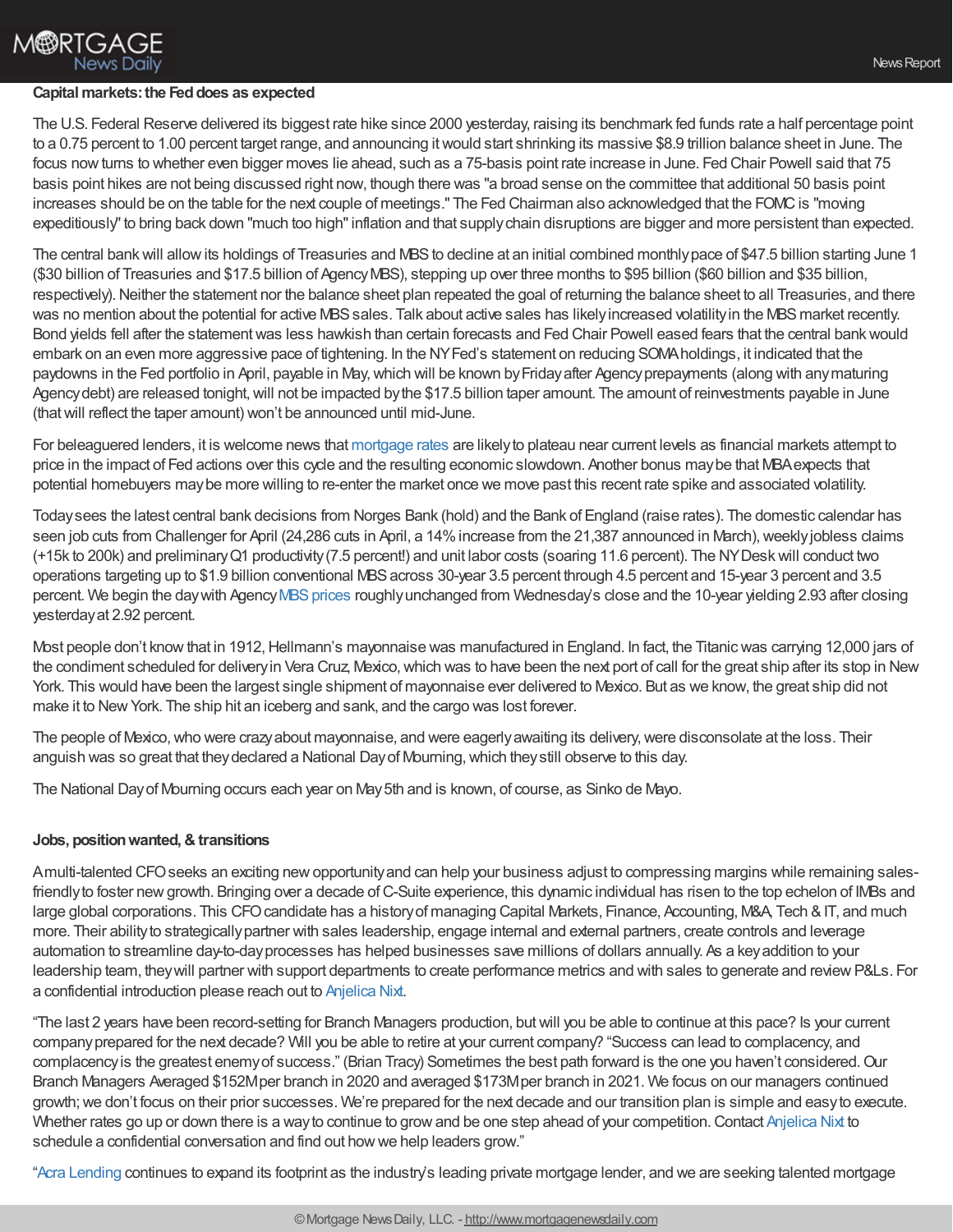**Capital markets: the Fed does as expected**

The U.S. Federal Reserve delivered its biggest rate hike since 2000 yesterday, raising its benchmark fed funds rate a half percentage point to a 0.75 percent to 1.00 percent target range, and announcing it would start shrinking its massive $8.9 trillion balance sheet in June. The focus now turns to whether even bigger moves lie ahead, such as a 75-basis point rate increase in June. Fed Chair Powell said that 75 basis point hikes are not being discussed right now, though there was "a broad sense on the committee that additional 50 basis point increases should be on the table for the next couple of meetings." The Fed Chairman also acknowledged that the FOMC is "moving expeditiously" to bring back down "much too high" inflation and that supply chain disruptions are bigger and more persistent than expected.

The central bank will allow its holdings of Treasuries and MBS to decline at an initial combined monthly pace of $47.5 billion starting June 1 ($30 billion of Treasuries and $17.5 billion of Agency MBS), stepping up over three months to $95 billion ($60 billion and $35 billion, respectively). Neither the statement nor the balance sheet plan repeated the goal of returning the balance sheet to all Treasuries, and there was no mention about the potential for active MBS sales. Talk about active sales has likely increased volatility in the MBS market recently. Bond yields fell after the statement was less hawkish than certain forecasts and Fed Chair Powell eased fears that the central bank would embark on an even more aggressive pace of tightening. In the NY Fed's statement on reducing SOMA holdings, it indicated that the paydowns in the Fed portfolio in April, payable in May, which will be known by Friday after Agency prepayments (along with any maturing Agency debt) are released tonight, will not be impacted by the $17.5 billion taper amount. The amount of reinvestments payable in June (that will reflect the taper amount) won't be announced until mid-June.

For beleaguered lenders, it is welcome news that mortgage rates are likely to plateau near current levels as financial markets attempt to price in the impact of Fed actions over this cycle and the resulting economic slowdown. Another bonus may be that MBA expects that potential homebuyers may be more willing to re-enter the market once we move past this recent rate spike and associated volatility.

Today sees the latest central bank decisions from Norges Bank (hold) and the Bank of England (raise rates). The domestic calendar has seen job cuts from Challenger for April (24,286 cuts in April, a 14% increase from the 21,387 announced in March), weekly jobless claims (+15k to 200k) and preliminary Q1 productivity (7.5 percent!) and unit labor costs (soaring 11.6 percent). The NY Desk will conduct two operations targeting up to $1.9 billion conventional MBS across 30-year 3.5 percent through 4.5 percent and 15-year 3 percent and 3.5 percent. We begin the day with Agency MBS prices roughly unchanged from Wednesday's close and the 10-year yielding 2.93 after closing yesterday at 2.92 percent.

Most people don't know that in 1912, Hellmann's mayonnaise was manufactured in England. In fact, the Titanic was carrying 12,000 jars of the condiment scheduled for delivery in Vera Cruz, Mexico, which was to have been the next port of call for the great ship after its stop in New York. This would have been the largest single shipment of mayonnaise ever delivered to Mexico. But as we know, the great ship did not make it to New York. The ship hit an iceberg and sank, and the cargo was lost forever.

The people of Mexico, who were crazy about mayonnaise, and were eagerly awaiting its delivery, were disconsolate at the loss. Their anguish was so great that they declared a National Day of Mourning, which they still observe to this day.

The National Day of Mourning occurs each year on May 5th and is known, of course, as Sinko de Mayo.

**Jobs, position wanted, & transitions**

A multi-talented CFO seeks an exciting new opportunity and can help your business adjust to compressing margins while remaining sales-friendly to foster new growth. Bringing over a decade of C-Suite experience, this dynamic individual has risen to the top echelon of IMBs and large global corporations. This CFO candidate has a history of managing Capital Markets, Finance, Accounting, M&A, Tech & IT, and much more. Their ability to strategically partner with sales leadership, engage internal and external partners, create controls and leverage automation to streamline day-to-day processes has helped businesses save millions of dollars annually. As a key addition to your leadership team, they will partner with support departments to create performance metrics and with sales to generate and review P&Ls. For a confidential introduction please reach out to Anjelica Nixt.

"The last 2 years have been record-setting for Branch Managers production, but will you be able to continue at this pace? Is your current company prepared for the next decade? Will you be able to retire at your current company? "Success can lead to complacency, and complacency is the greatest enemy of success." (Brian Tracy) Sometimes the best path forward is the one you haven't considered. Our Branch Managers Averaged $152M per branch in 2020 and averaged $173M per branch in 2021. We focus on our managers continued growth; we don't focus on their prior successes. We're prepared for the next decade and our transition plan is simple and easy to execute. Whether rates go up or down there is a way to continue to grow and be one step ahead of your competition. Contact Anjelica Nixt to schedule a confidential conversation and find out how we help leaders grow."

"Acra Lending continues to expand its footprint as the industry's leading private mortgage lender, and we are seeking talented mortgage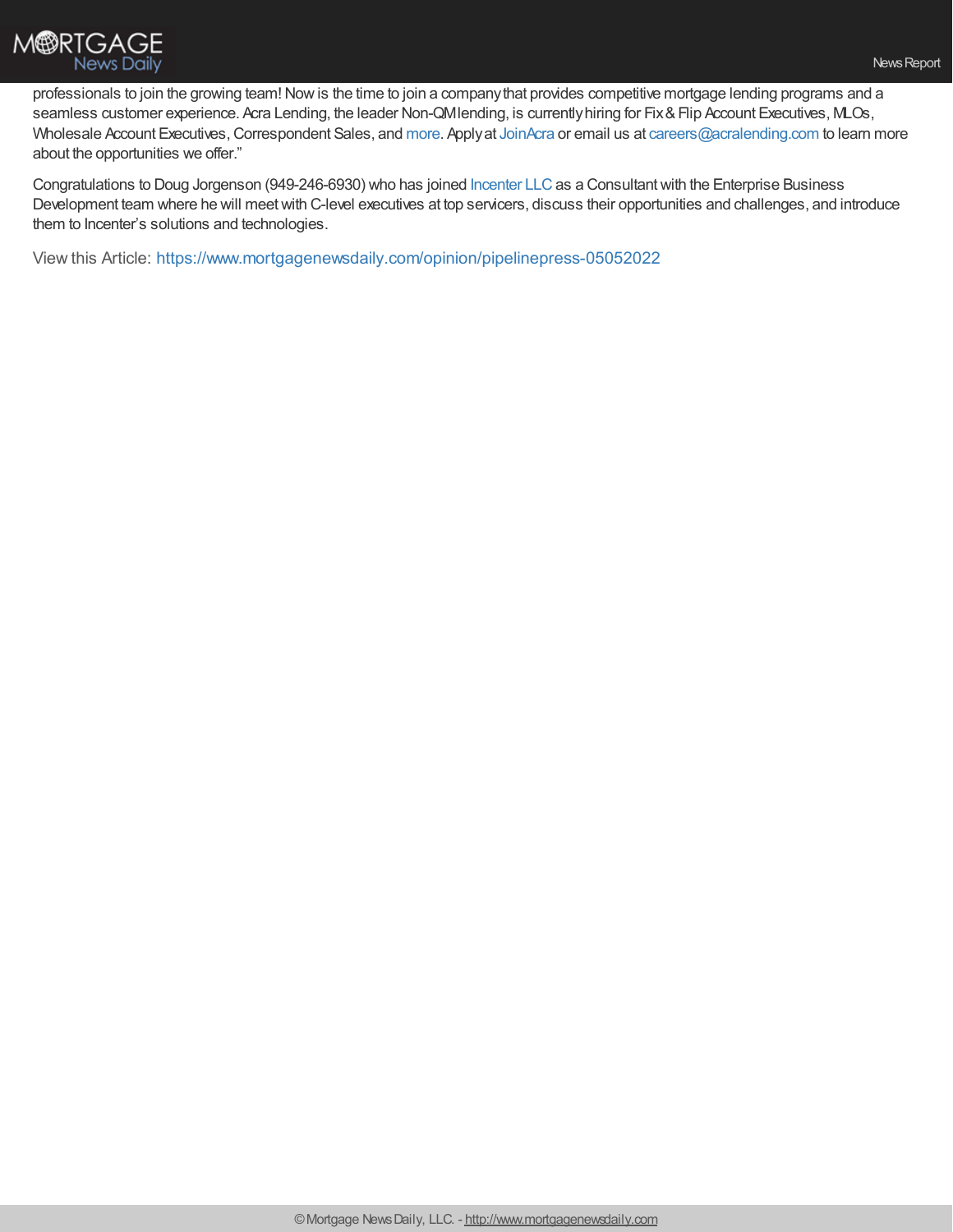professionals to join the growing team! Now is the time to join a company that provides competitive mortgage lending programs and a seamless customer experience. Acra Lending, the leader Non-QM lending, is currently hiring for Fix & Flip Account Executives, MLOs, Wholesale Account Executives, Correspondent Sales, and more. Apply at JoinAcra or email us at careers@acralending.com to learn more about the opportunities we offer."

Congratulations to Doug Jorgenson (949-246-6930) who has joined Incenter LLC as a Consultant with the Enterprise Business Development team where he will meet with C-level executives at top servicers, discuss their opportunities and challenges, and introduce them to Incenter's solutions and technologies.

View this Article: https://www.mortgagenewsdaily.com/opinion/pipelinepress-05052022